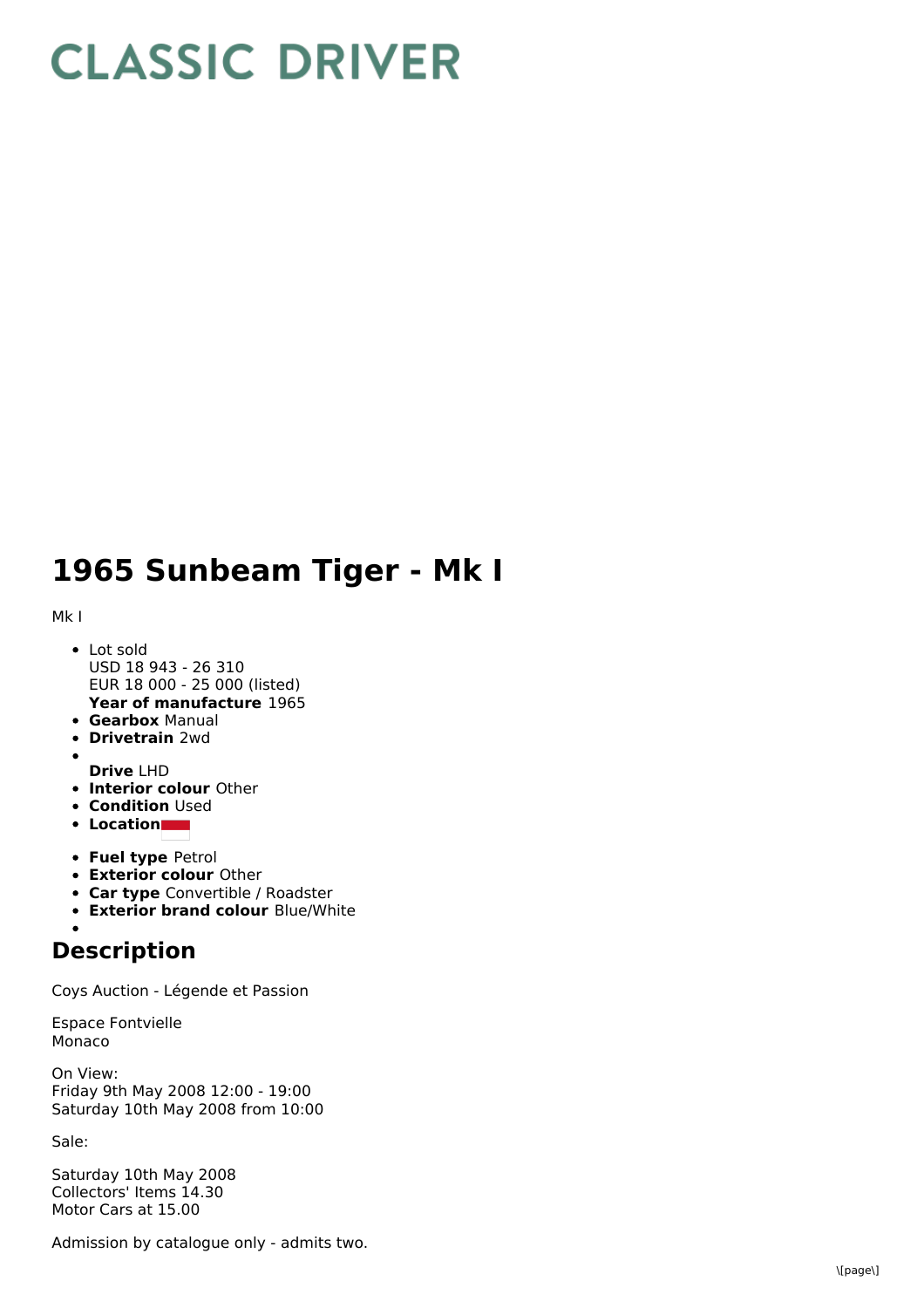# CLASSIC DRIVER

# 1965 Sunbeam Tiger - Mk I

Mk I

- Lot sold
  USD 18 943 - 26 310
  EUR 18 000 - 25 000 (listed)
  **Year of manufacture** 1965
- **Gearbox** Manual
- **Drivetrain** 2wd
- 
  **Drive** LHD
- **Interior colour** Other
- **Condition** Used
- **Location**
- **Fuel type** Petrol
- **Exterior colour** Other
- **Car type** Convertible / Roadster
- **Exterior brand colour** Blue/White
- 

## Description

Coys Auction - Légende et Passion

Espace Fontvielle
Monaco

On View:
Friday 9th May 2008 12:00 - 19:00
Saturday 10th May 2008 from 10:00

Sale:

Saturday 10th May 2008
Collectors' Items 14.30
Motor Cars at 15.00

Admission by catalogue only - admits two.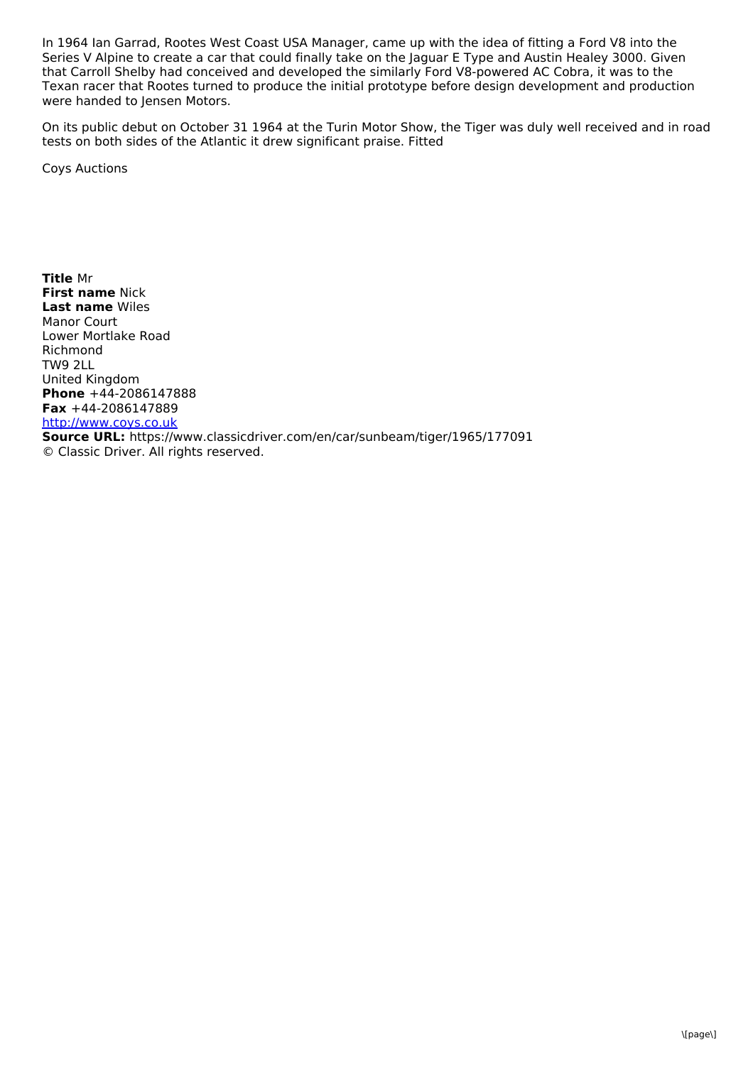In 1964 Ian Garrad, Rootes West Coast USA Manager, came up with the idea of fitting a Ford V8 into the Series V Alpine to create a car that could finally take on the Jaguar E Type and Austin Healey 3000. Given that Carroll Shelby had conceived and developed the similarly Ford V8-powered AC Cobra, it was to the Texan racer that Rootes turned to produce the initial prototype before design development and production were handed to Jensen Motors.

On its public debut on October 31 1964 at the Turin Motor Show, the Tiger was duly well received and in road tests on both sides of the Atlantic it drew significant praise. Fitted

Coys Auctions

**Title** Mr
**First name** Nick
**Last name** Wiles
Manor Court
Lower Mortlake Road
Richmond
TW9 2LL
United Kingdom
**Phone** +44-2086147888
**Fax** +44-2086147889
http://www.coys.co.uk
**Source URL:** https://www.classicdriver.com/en/car/sunbeam/tiger/1965/177091
© Classic Driver. All rights reserved.